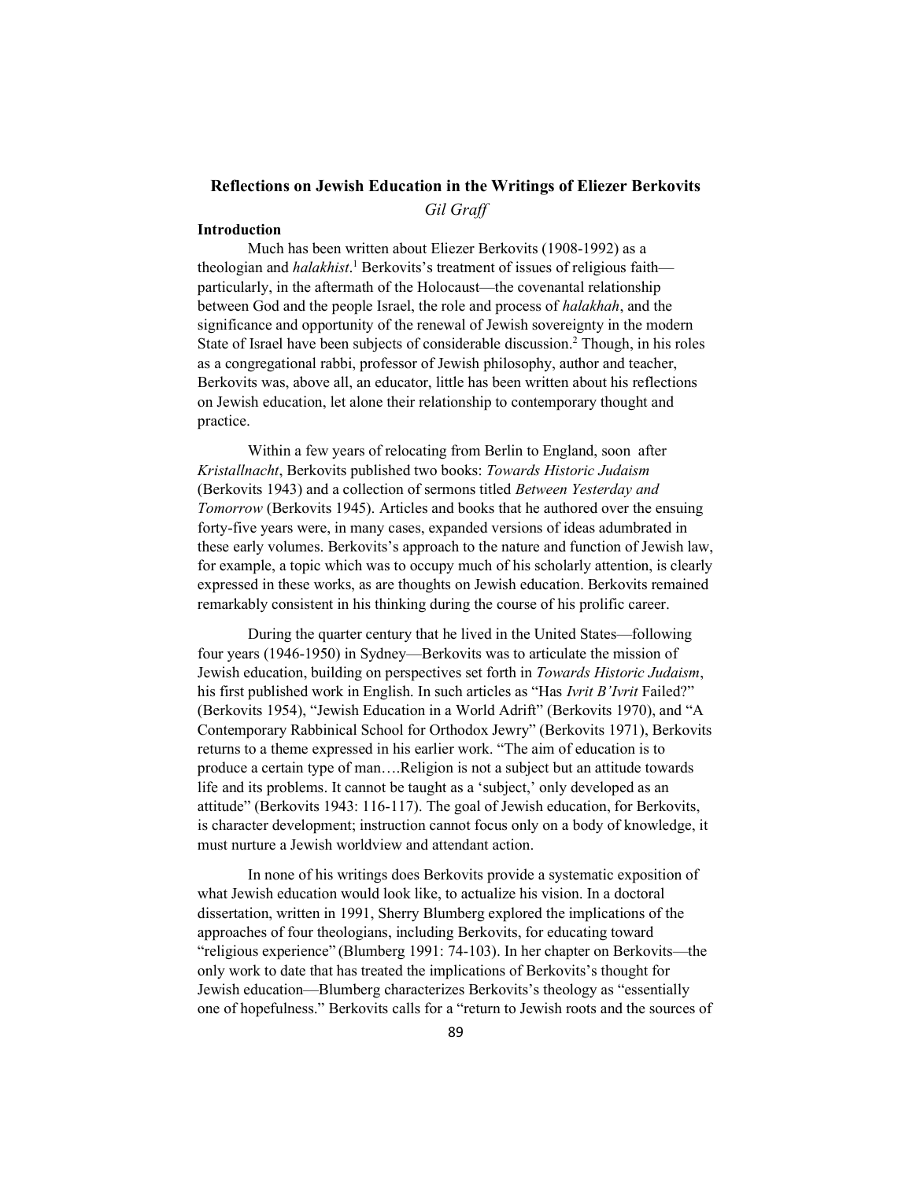# Reflections on Jewish Education in the Writings of Eliezer Berkovits

*Gil Graff*

## Introduction

Much has been written about Eliezer Berkovits (1908-1992) as a theologian and *halakhist*.[1] Berkovits's treatment of issues of religious faith—particularly, in the aftermath of the Holocaust—the covenantal relationship between God and the people Israel, the role and process of *halakhah*, and the significance and opportunity of the renewal of Jewish sovereignty in the modern State of Israel have been subjects of considerable discussion.[2] Though, in his roles as a congregational rabbi, professor of Jewish philosophy, author and teacher, Berkovits was, above all, an educator, little has been written about his reflections on Jewish education, let alone their relationship to contemporary thought and practice.

Within a few years of relocating from Berlin to England, soon after *Kristallnacht*, Berkovits published two books: *Towards Historic Judaism* (Berkovits 1943) and a collection of sermons titled *Between Yesterday and Tomorrow* (Berkovits 1945). Articles and books that he authored over the ensuing forty-five years were, in many cases, expanded versions of ideas adumbrated in these early volumes. Berkovits's approach to the nature and function of Jewish law, for example, a topic which was to occupy much of his scholarly attention, is clearly expressed in these works, as are thoughts on Jewish education. Berkovits remained remarkably consistent in his thinking during the course of his prolific career.

During the quarter century that he lived in the United States—following four years (1946-1950) in Sydney—Berkovits was to articulate the mission of Jewish education, building on perspectives set forth in *Towards Historic Judaism*, his first published work in English. In such articles as "Has *Ivrit B'Ivrit* Failed?" (Berkovits 1954), "Jewish Education in a World Adrift" (Berkovits 1970), and "A Contemporary Rabbinical School for Orthodox Jewry" (Berkovits 1971), Berkovits returns to a theme expressed in his earlier work. "The aim of education is to produce a certain type of man….Religion is not a subject but an attitude towards life and its problems. It cannot be taught as a 'subject,' only developed as an attitude" (Berkovits 1943: 116-117). The goal of Jewish education, for Berkovits, is character development; instruction cannot focus only on a body of knowledge, it must nurture a Jewish worldview and attendant action.

In none of his writings does Berkovits provide a systematic exposition of what Jewish education would look like, to actualize his vision. In a doctoral dissertation, written in 1991, Sherry Blumberg explored the implications of the approaches of four theologians, including Berkovits, for educating toward "religious experience" (Blumberg 1991: 74-103). In her chapter on Berkovits—the only work to date that has treated the implications of Berkovits's thought for Jewish education—Blumberg characterizes Berkovits's theology as "essentially one of hopefulness." Berkovits calls for a "return to Jewish roots and the sources of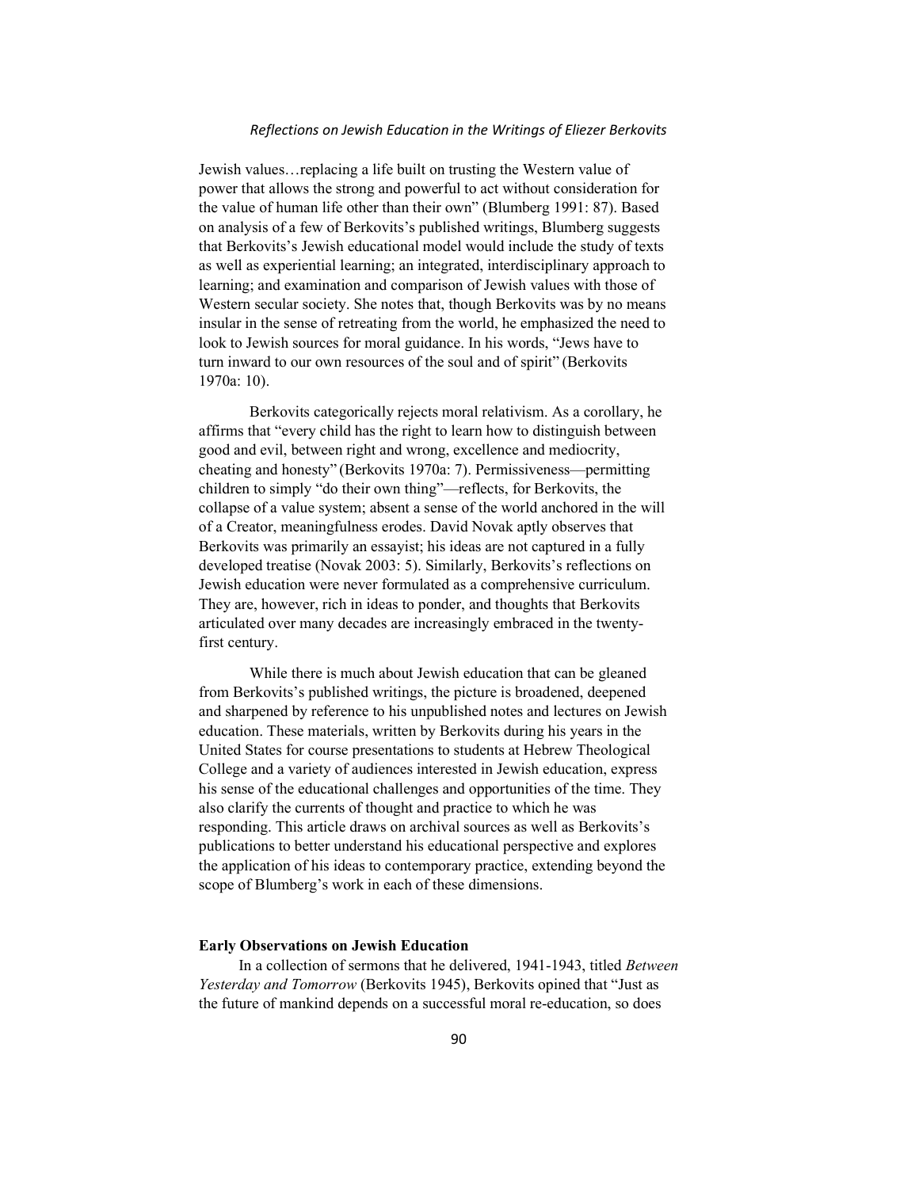Jewish values…replacing a life built on trusting the Western value of power that allows the strong and powerful to act without consideration for the value of human life other than their own" (Blumberg 1991: 87). Based on analysis of a few of Berkovits's published writings, Blumberg suggests that Berkovits's Jewish educational model would include the study of texts as well as experiential learning; an integrated, interdisciplinary approach to learning; and examination and comparison of Jewish values with those of Western secular society. She notes that, though Berkovits was by no means insular in the sense of retreating from the world, he emphasized the need to look to Jewish sources for moral guidance. In his words, "Jews have to turn inward to our own resources of the soul and of spirit" (Berkovits 1970a: 10).

Berkovits categorically rejects moral relativism. As a corollary, he affirms that "every child has the right to learn how to distinguish between good and evil, between right and wrong, excellence and mediocrity, cheating and honesty" (Berkovits 1970a: 7). Permissiveness—permitting children to simply "do their own thing"—reflects, for Berkovits, the collapse of a value system; absent a sense of the world anchored in the will of a Creator, meaningfulness erodes. David Novak aptly observes that Berkovits was primarily an essayist; his ideas are not captured in a fully developed treatise (Novak 2003: 5). Similarly, Berkovits's reflections on Jewish education were never formulated as a comprehensive curriculum. They are, however, rich in ideas to ponder, and thoughts that Berkovits articulated over many decades are increasingly embraced in the twenty-first century.

While there is much about Jewish education that can be gleaned from Berkovits's published writings, the picture is broadened, deepened and sharpened by reference to his unpublished notes and lectures on Jewish education. These materials, written by Berkovits during his years in the United States for course presentations to students at Hebrew Theological College and a variety of audiences interested in Jewish education, express his sense of the educational challenges and opportunities of the time. They also clarify the currents of thought and practice to which he was responding. This article draws on archival sources as well as Berkovits's publications to better understand his educational perspective and explores the application of his ideas to contemporary practice, extending beyond the scope of Blumberg's work in each of these dimensions.

## Early Observations on Jewish Education

In a collection of sermons that he delivered, 1941-1943, titled *Between Yesterday and Tomorrow* (Berkovits 1945), Berkovits opined that "Just as the future of mankind depends on a successful moral re-education, so does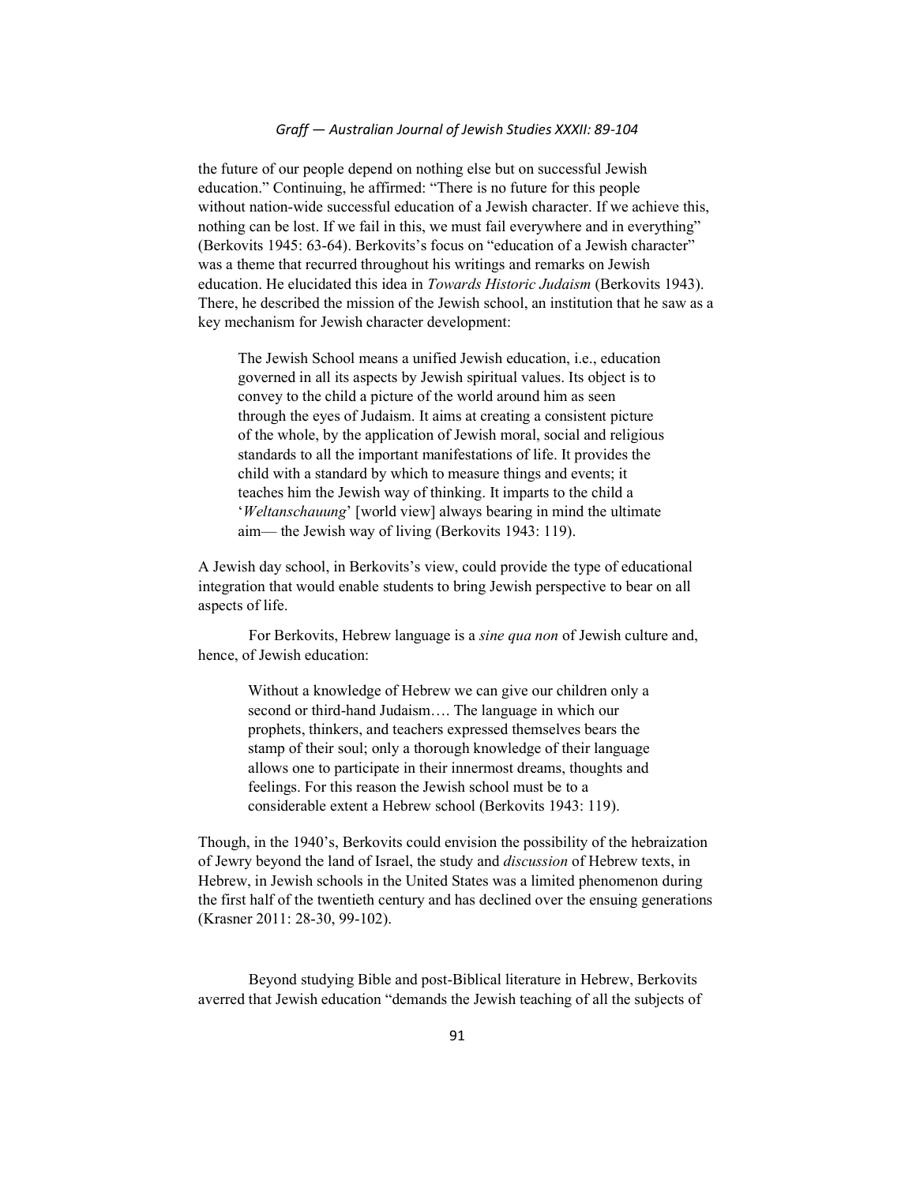the future of our people depend on nothing else but on successful Jewish education." Continuing, he affirmed: "There is no future for this people without nation-wide successful education of a Jewish character. If we achieve this, nothing can be lost. If we fail in this, we must fail everywhere and in everything" (Berkovits 1945: 63-64). Berkovits's focus on "education of a Jewish character" was a theme that recurred throughout his writings and remarks on Jewish education. He elucidated this idea in *Towards Historic Judaism* (Berkovits 1943). There, he described the mission of the Jewish school, an institution that he saw as a key mechanism for Jewish character development:

> The Jewish School means a unified Jewish education, i.e., education governed in all its aspects by Jewish spiritual values. Its object is to convey to the child a picture of the world around him as seen through the eyes of Judaism. It aims at creating a consistent picture of the whole, by the application of Jewish moral, social and religious standards to all the important manifestations of life. It provides the child with a standard by which to measure things and events; it teaches him the Jewish way of thinking. It imparts to the child a '*Weltanschauung*' [world view] always bearing in mind the ultimate aim— the Jewish way of living (Berkovits 1943: 119).

A Jewish day school, in Berkovits's view, could provide the type of educational integration that would enable students to bring Jewish perspective to bear on all aspects of life.

For Berkovits, Hebrew language is a *sine qua non* of Jewish culture and, hence, of Jewish education:

> Without a knowledge of Hebrew we can give our children only a second or third-hand Judaism…. The language in which our prophets, thinkers, and teachers expressed themselves bears the stamp of their soul; only a thorough knowledge of their language allows one to participate in their innermost dreams, thoughts and feelings. For this reason the Jewish school must be to a considerable extent a Hebrew school (Berkovits 1943: 119).

Though, in the 1940's, Berkovits could envision the possibility of the hebraization of Jewry beyond the land of Israel, the study and *discussion* of Hebrew texts, in Hebrew, in Jewish schools in the United States was a limited phenomenon during the first half of the twentieth century and has declined over the ensuing generations (Krasner 2011: 28-30, 99-102).

Beyond studying Bible and post-Biblical literature in Hebrew, Berkovits averred that Jewish education "demands the Jewish teaching of all the subjects of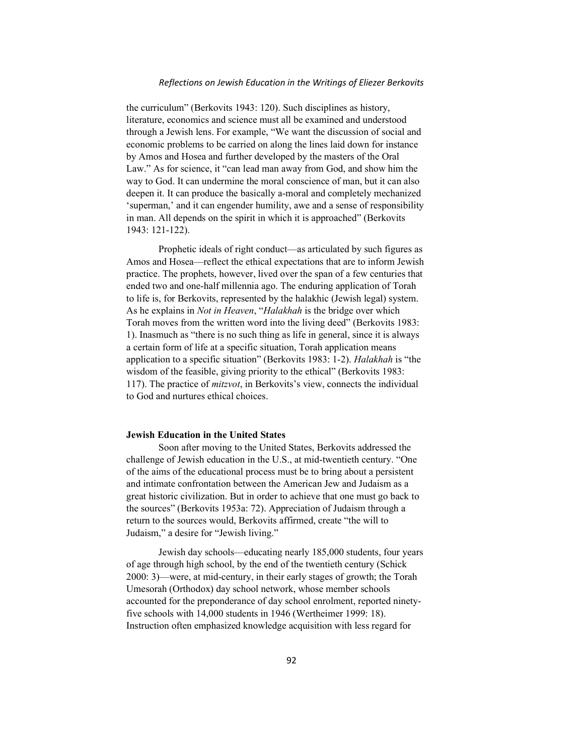the curriculum" (Berkovits 1943: 120). Such disciplines as history, literature, economics and science must all be examined and understood through a Jewish lens. For example, "We want the discussion of social and economic problems to be carried on along the lines laid down for instance by Amos and Hosea and further developed by the masters of the Oral Law." As for science, it "can lead man away from God, and show him the way to God. It can undermine the moral conscience of man, but it can also deepen it. It can produce the basically a-moral and completely mechanized 'superman,' and it can engender humility, awe and a sense of responsibility in man. All depends on the spirit in which it is approached" (Berkovits 1943: 121-122).

Prophetic ideals of right conduct—as articulated by such figures as Amos and Hosea—reflect the ethical expectations that are to inform Jewish practice. The prophets, however, lived over the span of a few centuries that ended two and one-half millennia ago. The enduring application of Torah to life is, for Berkovits, represented by the halakhic (Jewish legal) system. As he explains in *Not in Heaven*, "*Halakhah* is the bridge over which Torah moves from the written word into the living deed" (Berkovits 1983: 1). Inasmuch as "there is no such thing as life in general, since it is always a certain form of life at a specific situation, Torah application means application to a specific situation" (Berkovits 1983: 1-2). *Halakhah* is "the wisdom of the feasible, giving priority to the ethical" (Berkovits 1983: 117). The practice of *mitzvot*, in Berkovits's view, connects the individual to God and nurtures ethical choices.

**Jewish Education in the United States**

Soon after moving to the United States, Berkovits addressed the challenge of Jewish education in the U.S., at mid-twentieth century. "One of the aims of the educational process must be to bring about a persistent and intimate confrontation between the American Jew and Judaism as a great historic civilization. But in order to achieve that one must go back to the sources" (Berkovits 1953a: 72). Appreciation of Judaism through a return to the sources would, Berkovits affirmed, create "the will to Judaism," a desire for "Jewish living."

Jewish day schools—educating nearly 185,000 students, four years of age through high school, by the end of the twentieth century (Schick 2000: 3)—were, at mid-century, in their early stages of growth; the Torah Umesorah (Orthodox) day school network, whose member schools accounted for the preponderance of day school enrolment, reported ninety-five schools with 14,000 students in 1946 (Wertheimer 1999: 18). Instruction often emphasized knowledge acquisition with less regard for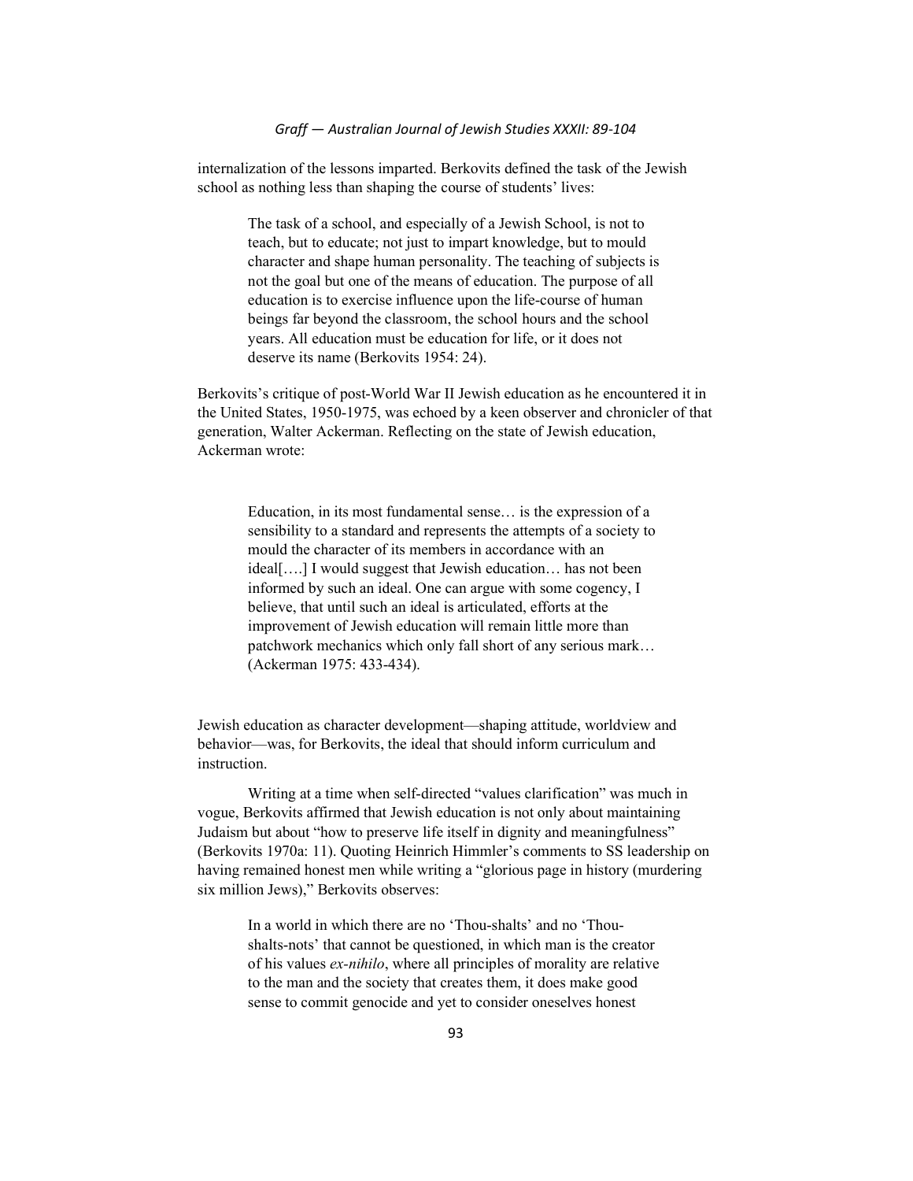internalization of the lessons imparted. Berkovits defined the task of the Jewish school as nothing less than shaping the course of students' lives:

> The task of a school, and especially of a Jewish School, is not to teach, but to educate; not just to impart knowledge, but to mould character and shape human personality. The teaching of subjects is not the goal but one of the means of education. The purpose of all education is to exercise influence upon the life-course of human beings far beyond the classroom, the school hours and the school years. All education must be education for life, or it does not deserve its name (Berkovits 1954: 24).

Berkovits's critique of post-World War II Jewish education as he encountered it in the United States, 1950-1975, was echoed by a keen observer and chronicler of that generation, Walter Ackerman. Reflecting on the state of Jewish education, Ackerman wrote:

> Education, in its most fundamental sense… is the expression of a sensibility to a standard and represents the attempts of a society to mould the character of its members in accordance with an ideal[….] I would suggest that Jewish education… has not been informed by such an ideal. One can argue with some cogency, I believe, that until such an ideal is articulated, efforts at the improvement of Jewish education will remain little more than patchwork mechanics which only fall short of any serious mark… (Ackerman 1975: 433-434).

Jewish education as character development—shaping attitude, worldview and behavior—was, for Berkovits, the ideal that should inform curriculum and instruction.

Writing at a time when self-directed "values clarification" was much in vogue, Berkovits affirmed that Jewish education is not only about maintaining Judaism but about "how to preserve life itself in dignity and meaningfulness" (Berkovits 1970a: 11). Quoting Heinrich Himmler's comments to SS leadership on having remained honest men while writing a "glorious page in history (murdering six million Jews)," Berkovits observes:

> In a world in which there are no 'Thou-shalts' and no 'Thou-shalts-nots' that cannot be questioned, in which man is the creator of his values *ex-nihilo*, where all principles of morality are relative to the man and the society that creates them, it does make good sense to commit genocide and yet to consider oneselves honest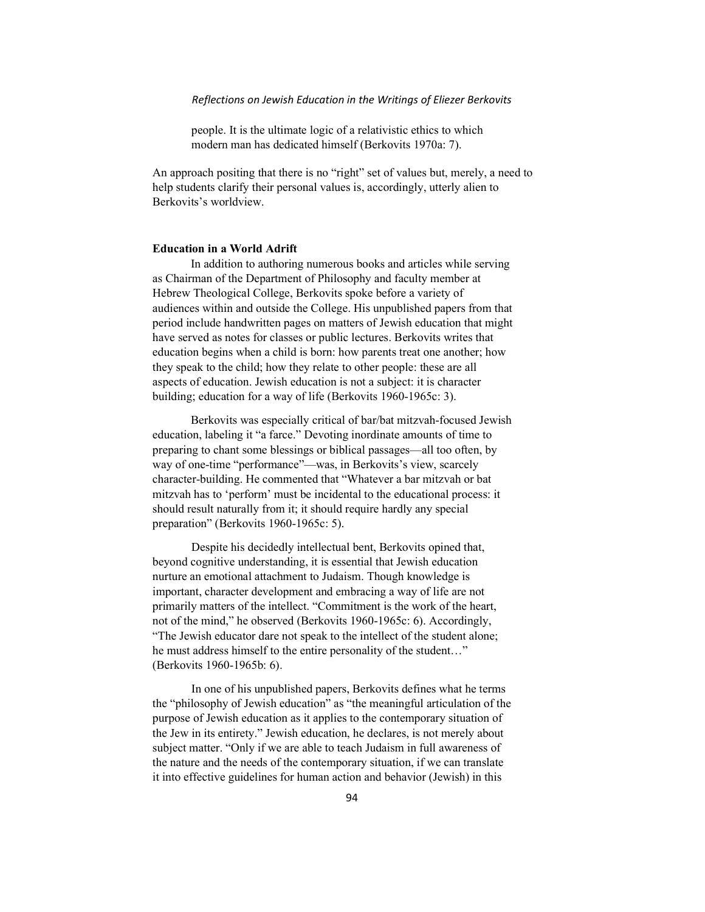> people. It is the ultimate logic of a relativistic ethics to which modern man has dedicated himself (Berkovits 1970a: 7).

An approach positing that there is no "right" set of values but, merely, a need to help students clarify their personal values is, accordingly, utterly alien to Berkovits's worldview.

**Education in a World Adrift**

In addition to authoring numerous books and articles while serving as Chairman of the Department of Philosophy and faculty member at Hebrew Theological College, Berkovits spoke before a variety of audiences within and outside the College. His unpublished papers from that period include handwritten pages on matters of Jewish education that might have served as notes for classes or public lectures. Berkovits writes that education begins when a child is born: how parents treat one another; how they speak to the child; how they relate to other people: these are all aspects of education. Jewish education is not a subject: it is character building; education for a way of life (Berkovits 1960-1965c: 3).

Berkovits was especially critical of bar/bat mitzvah-focused Jewish education, labeling it "a farce." Devoting inordinate amounts of time to preparing to chant some blessings or biblical passages—all too often, by way of one-time "performance"—was, in Berkovits's view, scarcely character-building. He commented that "Whatever a bar mitzvah or bat mitzvah has to 'perform' must be incidental to the educational process: it should result naturally from it; it should require hardly any special preparation" (Berkovits 1960-1965c: 5).

Despite his decidedly intellectual bent, Berkovits opined that, beyond cognitive understanding, it is essential that Jewish education nurture an emotional attachment to Judaism. Though knowledge is important, character development and embracing a way of life are not primarily matters of the intellect. "Commitment is the work of the heart, not of the mind," he observed (Berkovits 1960-1965c: 6). Accordingly, "The Jewish educator dare not speak to the intellect of the student alone; he must address himself to the entire personality of the student…" (Berkovits 1960-1965b: 6).

In one of his unpublished papers, Berkovits defines what he terms the "philosophy of Jewish education" as "the meaningful articulation of the purpose of Jewish education as it applies to the contemporary situation of the Jew in its entirety." Jewish education, he declares, is not merely about subject matter. "Only if we are able to teach Judaism in full awareness of the nature and the needs of the contemporary situation, if we can translate it into effective guidelines for human action and behavior (Jewish) in this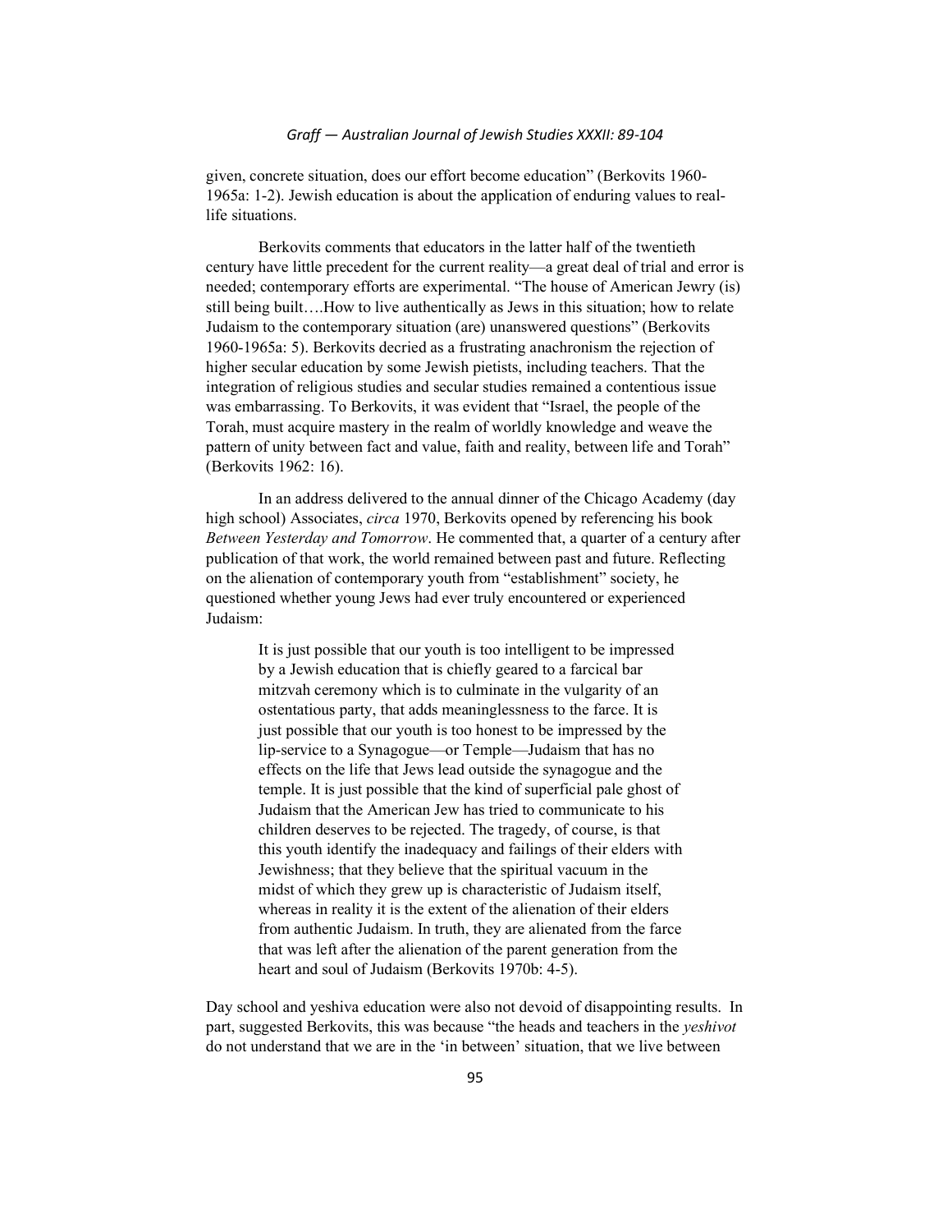given, concrete situation, does our effort become education" (Berkovits 1960-1965a: 1-2). Jewish education is about the application of enduring values to real-life situations.

Berkovits comments that educators in the latter half of the twentieth century have little precedent for the current reality—a great deal of trial and error is needed; contemporary efforts are experimental. "The house of American Jewry (is) still being built….How to live authentically as Jews in this situation; how to relate Judaism to the contemporary situation (are) unanswered questions" (Berkovits 1960-1965a: 5). Berkovits decried as a frustrating anachronism the rejection of higher secular education by some Jewish pietists, including teachers. That the integration of religious studies and secular studies remained a contentious issue was embarrassing. To Berkovits, it was evident that "Israel, the people of the Torah, must acquire mastery in the realm of worldly knowledge and weave the pattern of unity between fact and value, faith and reality, between life and Torah" (Berkovits 1962: 16).

In an address delivered to the annual dinner of the Chicago Academy (day high school) Associates, *circa* 1970, Berkovits opened by referencing his book *Between Yesterday and Tomorrow*. He commented that, a quarter of a century after publication of that work, the world remained between past and future. Reflecting on the alienation of contemporary youth from "establishment" society, he questioned whether young Jews had ever truly encountered or experienced Judaism:

> It is just possible that our youth is too intelligent to be impressed by a Jewish education that is chiefly geared to a farcical bar mitzvah ceremony which is to culminate in the vulgarity of an ostentatious party, that adds meaninglessness to the farce. It is just possible that our youth is too honest to be impressed by the lip-service to a Synagogue—or Temple—Judaism that has no effects on the life that Jews lead outside the synagogue and the temple. It is just possible that the kind of superficial pale ghost of Judaism that the American Jew has tried to communicate to his children deserves to be rejected. The tragedy, of course, is that this youth identify the inadequacy and failings of their elders with Jewishness; that they believe that the spiritual vacuum in the midst of which they grew up is characteristic of Judaism itself, whereas in reality it is the extent of the alienation of their elders from authentic Judaism. In truth, they are alienated from the farce that was left after the alienation of the parent generation from the heart and soul of Judaism (Berkovits 1970b: 4-5).

Day school and yeshiva education were also not devoid of disappointing results. In part, suggested Berkovits, this was because "the heads and teachers in the *yeshivot* do not understand that we are in the 'in between' situation, that we live between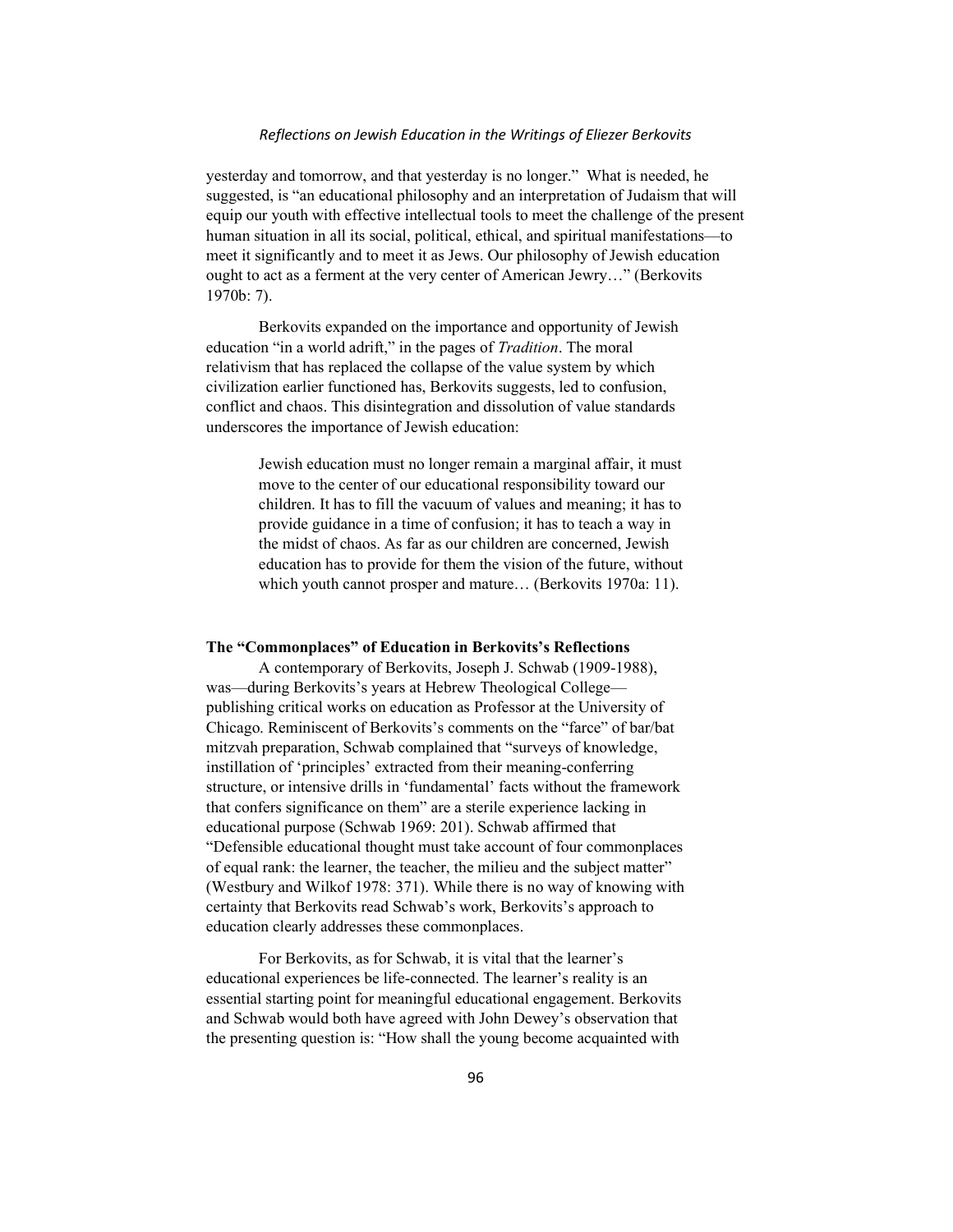yesterday and tomorrow, and that yesterday is no longer." What is needed, he suggested, is "an educational philosophy and an interpretation of Judaism that will equip our youth with effective intellectual tools to meet the challenge of the present human situation in all its social, political, ethical, and spiritual manifestations—to meet it significantly and to meet it as Jews. Our philosophy of Jewish education ought to act as a ferment at the very center of American Jewry…" (Berkovits 1970b: 7).

Berkovits expanded on the importance and opportunity of Jewish education "in a world adrift," in the pages of *Tradition*. The moral relativism that has replaced the collapse of the value system by which civilization earlier functioned has, Berkovits suggests, led to confusion, conflict and chaos. This disintegration and dissolution of value standards underscores the importance of Jewish education:

> Jewish education must no longer remain a marginal affair, it must move to the center of our educational responsibility toward our children. It has to fill the vacuum of values and meaning; it has to provide guidance in a time of confusion; it has to teach a way in the midst of chaos. As far as our children are concerned, Jewish education has to provide for them the vision of the future, without which youth cannot prosper and mature… (Berkovits 1970a: 11).

### The "Commonplaces" of Education in Berkovits's Reflections

A contemporary of Berkovits, Joseph J. Schwab (1909-1988), was—during Berkovits's years at Hebrew Theological College—publishing critical works on education as Professor at the University of Chicago. Reminiscent of Berkovits's comments on the "farce" of bar/bat mitzvah preparation, Schwab complained that "surveys of knowledge, instillation of 'principles' extracted from their meaning-conferring structure, or intensive drills in 'fundamental' facts without the framework that confers significance on them" are a sterile experience lacking in educational purpose (Schwab 1969: 201). Schwab affirmed that "Defensible educational thought must take account of four commonplaces of equal rank: the learner, the teacher, the milieu and the subject matter" (Westbury and Wilkof 1978: 371). While there is no way of knowing with certainty that Berkovits read Schwab's work, Berkovits's approach to education clearly addresses these commonplaces.

For Berkovits, as for Schwab, it is vital that the learner's educational experiences be life-connected. The learner's reality is an essential starting point for meaningful educational engagement. Berkovits and Schwab would both have agreed with John Dewey's observation that the presenting question is: "How shall the young become acquainted with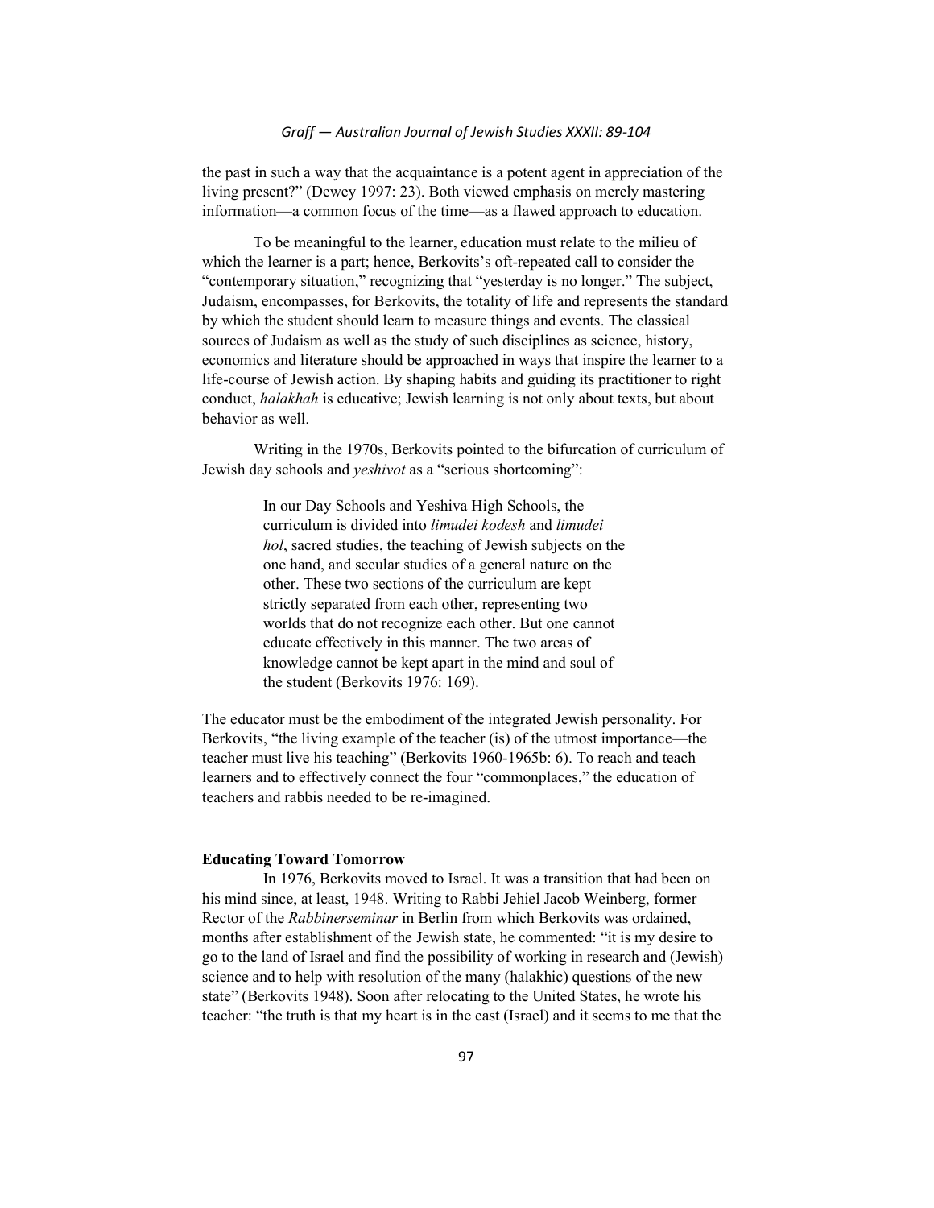the past in such a way that the acquaintance is a potent agent in appreciation of the living present?" (Dewey 1997: 23). Both viewed emphasis on merely mastering information—a common focus of the time—as a flawed approach to education.

To be meaningful to the learner, education must relate to the milieu of which the learner is a part; hence, Berkovits's oft-repeated call to consider the "contemporary situation," recognizing that "yesterday is no longer." The subject, Judaism, encompasses, for Berkovits, the totality of life and represents the standard by which the student should learn to measure things and events. The classical sources of Judaism as well as the study of such disciplines as science, history, economics and literature should be approached in ways that inspire the learner to a life-course of Jewish action. By shaping habits and guiding its practitioner to right conduct, *halakhah* is educative; Jewish learning is not only about texts, but about behavior as well.

Writing in the 1970s, Berkovits pointed to the bifurcation of curriculum of Jewish day schools and *yeshivot* as a "serious shortcoming":

> In our Day Schools and Yeshiva High Schools, the curriculum is divided into *limudei kodesh* and *limudei hol*, sacred studies, the teaching of Jewish subjects on the one hand, and secular studies of a general nature on the other. These two sections of the curriculum are kept strictly separated from each other, representing two worlds that do not recognize each other. But one cannot educate effectively in this manner. The two areas of knowledge cannot be kept apart in the mind and soul of the student (Berkovits 1976: 169).

The educator must be the embodiment of the integrated Jewish personality. For Berkovits, "the living example of the teacher (is) of the utmost importance—the teacher must live his teaching" (Berkovits 1960-1965b: 6). To reach and teach learners and to effectively connect the four "commonplaces," the education of teachers and rabbis needed to be re-imagined.

**Educating Toward Tomorrow**

In 1976, Berkovits moved to Israel. It was a transition that had been on his mind since, at least, 1948. Writing to Rabbi Jehiel Jacob Weinberg, former Rector of the *Rabbinerseminar* in Berlin from which Berkovits was ordained, months after establishment of the Jewish state, he commented: "it is my desire to go to the land of Israel and find the possibility of working in research and (Jewish) science and to help with resolution of the many (halakhic) questions of the new state" (Berkovits 1948). Soon after relocating to the United States, he wrote his teacher: "the truth is that my heart is in the east (Israel) and it seems to me that the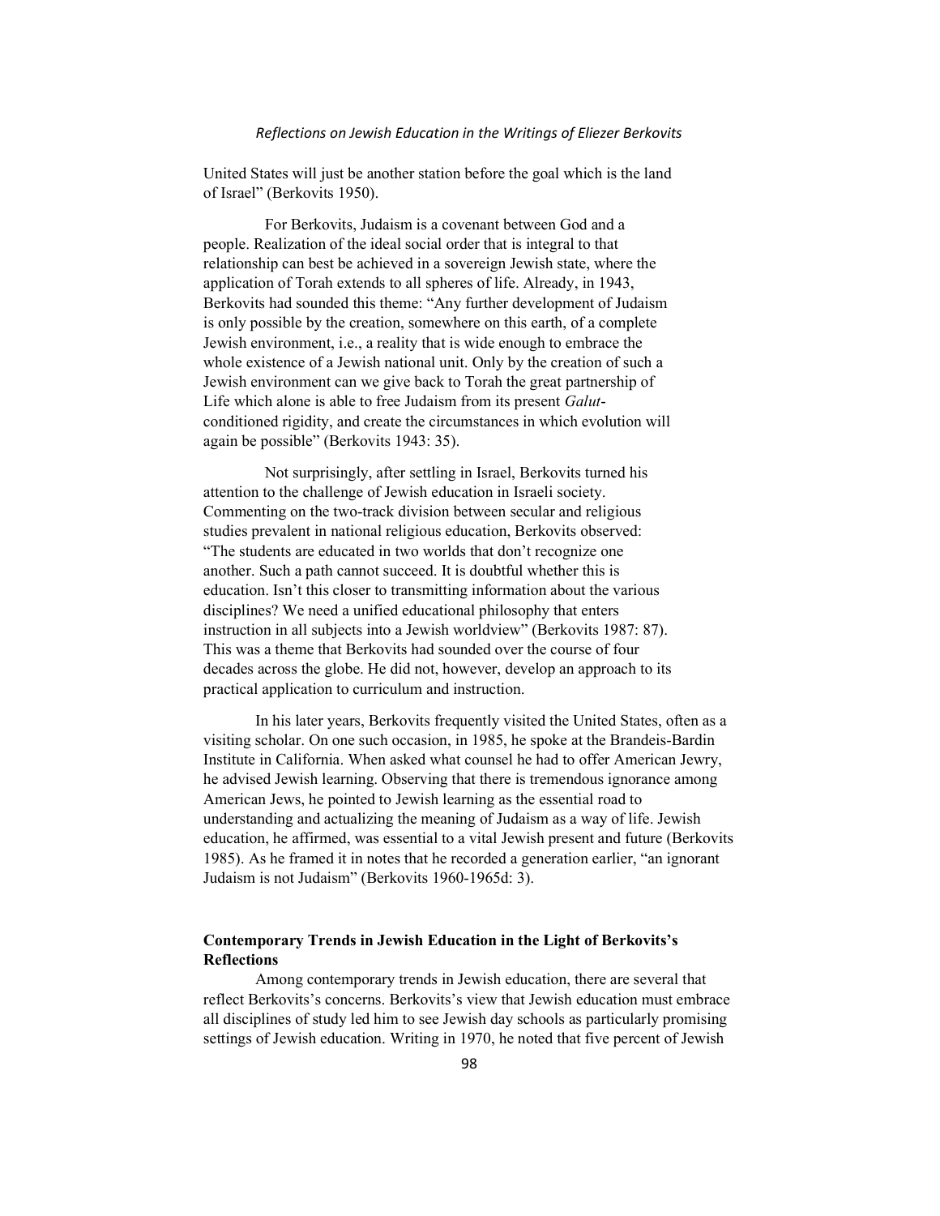United States will just be another station before the goal which is the land of Israel" (Berkovits 1950).

For Berkovits, Judaism is a covenant between God and a people. Realization of the ideal social order that is integral to that relationship can best be achieved in a sovereign Jewish state, where the application of Torah extends to all spheres of life. Already, in 1943, Berkovits had sounded this theme: "Any further development of Judaism is only possible by the creation, somewhere on this earth, of a complete Jewish environment, i.e., a reality that is wide enough to embrace the whole existence of a Jewish national unit. Only by the creation of such a Jewish environment can we give back to Torah the great partnership of Life which alone is able to free Judaism from its present *Galut*-conditioned rigidity, and create the circumstances in which evolution will again be possible" (Berkovits 1943: 35).

Not surprisingly, after settling in Israel, Berkovits turned his attention to the challenge of Jewish education in Israeli society. Commenting on the two-track division between secular and religious studies prevalent in national religious education, Berkovits observed: "The students are educated in two worlds that don't recognize one another. Such a path cannot succeed. It is doubtful whether this is education. Isn't this closer to transmitting information about the various disciplines? We need a unified educational philosophy that enters instruction in all subjects into a Jewish worldview" (Berkovits 1987: 87). This was a theme that Berkovits had sounded over the course of four decades across the globe. He did not, however, develop an approach to its practical application to curriculum and instruction.

In his later years, Berkovits frequently visited the United States, often as a visiting scholar. On one such occasion, in 1985, he spoke at the Brandeis-Bardin Institute in California. When asked what counsel he had to offer American Jewry, he advised Jewish learning. Observing that there is tremendous ignorance among American Jews, he pointed to Jewish learning as the essential road to understanding and actualizing the meaning of Judaism as a way of life. Jewish education, he affirmed, was essential to a vital Jewish present and future (Berkovits 1985). As he framed it in notes that he recorded a generation earlier, "an ignorant Judaism is not Judaism" (Berkovits 1960-1965d: 3).

## Contemporary Trends in Jewish Education in the Light of Berkovits's Reflections

Among contemporary trends in Jewish education, there are several that reflect Berkovits's concerns. Berkovits's view that Jewish education must embrace all disciplines of study led him to see Jewish day schools as particularly promising settings of Jewish education. Writing in 1970, he noted that five percent of Jewish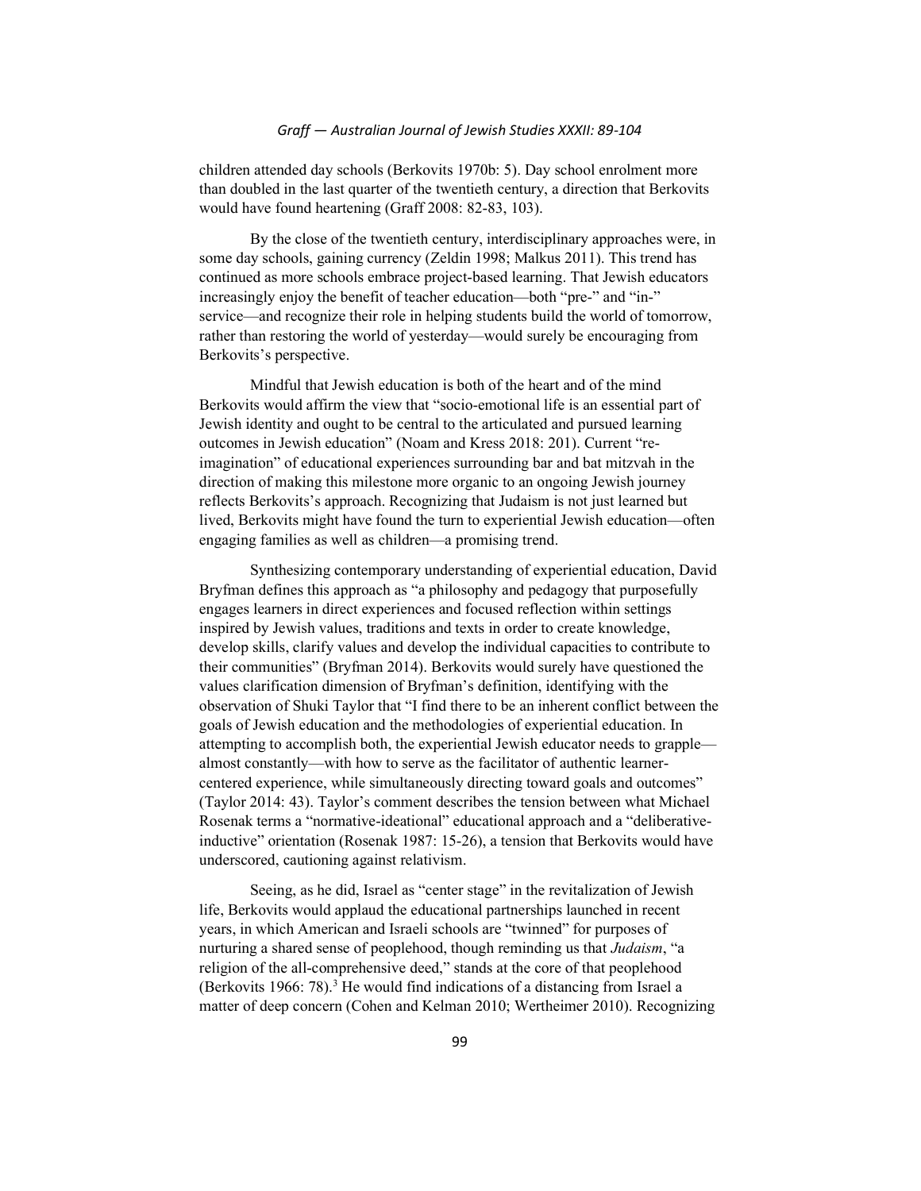children attended day schools (Berkovits 1970b: 5). Day school enrolment more than doubled in the last quarter of the twentieth century, a direction that Berkovits would have found heartening (Graff 2008: 82-83, 103).

By the close of the twentieth century, interdisciplinary approaches were, in some day schools, gaining currency (Zeldin 1998; Malkus 2011). This trend has continued as more schools embrace project-based learning. That Jewish educators increasingly enjoy the benefit of teacher education—both "pre-" and "in-" service—and recognize their role in helping students build the world of tomorrow, rather than restoring the world of yesterday—would surely be encouraging from Berkovits's perspective.

Mindful that Jewish education is both of the heart and of the mind Berkovits would affirm the view that "socio-emotional life is an essential part of Jewish identity and ought to be central to the articulated and pursued learning outcomes in Jewish education" (Noam and Kress 2018: 201). Current "re-imagination" of educational experiences surrounding bar and bat mitzvah in the direction of making this milestone more organic to an ongoing Jewish journey reflects Berkovits's approach. Recognizing that Judaism is not just learned but lived, Berkovits might have found the turn to experiential Jewish education—often engaging families as well as children—a promising trend.

Synthesizing contemporary understanding of experiential education, David Bryfman defines this approach as "a philosophy and pedagogy that purposefully engages learners in direct experiences and focused reflection within settings inspired by Jewish values, traditions and texts in order to create knowledge, develop skills, clarify values and develop the individual capacities to contribute to their communities" (Bryfman 2014). Berkovits would surely have questioned the values clarification dimension of Bryfman's definition, identifying with the observation of Shuki Taylor that "I find there to be an inherent conflict between the goals of Jewish education and the methodologies of experiential education. In attempting to accomplish both, the experiential Jewish educator needs to grapple—almost constantly—with how to serve as the facilitator of authentic learner-centered experience, while simultaneously directing toward goals and outcomes" (Taylor 2014: 43). Taylor's comment describes the tension between what Michael Rosenak terms a "normative-ideational" educational approach and a "deliberative-inductive" orientation (Rosenak 1987: 15-26), a tension that Berkovits would have underscored, cautioning against relativism.

Seeing, as he did, Israel as "center stage" in the revitalization of Jewish life, Berkovits would applaud the educational partnerships launched in recent years, in which American and Israeli schools are "twinned" for purposes of nurturing a shared sense of peoplehood, though reminding us that *Judaism*, "a religion of the all-comprehensive deed," stands at the core of that peoplehood (Berkovits 1966: 78).[3] He would find indications of a distancing from Israel a matter of deep concern (Cohen and Kelman 2010; Wertheimer 2010). Recognizing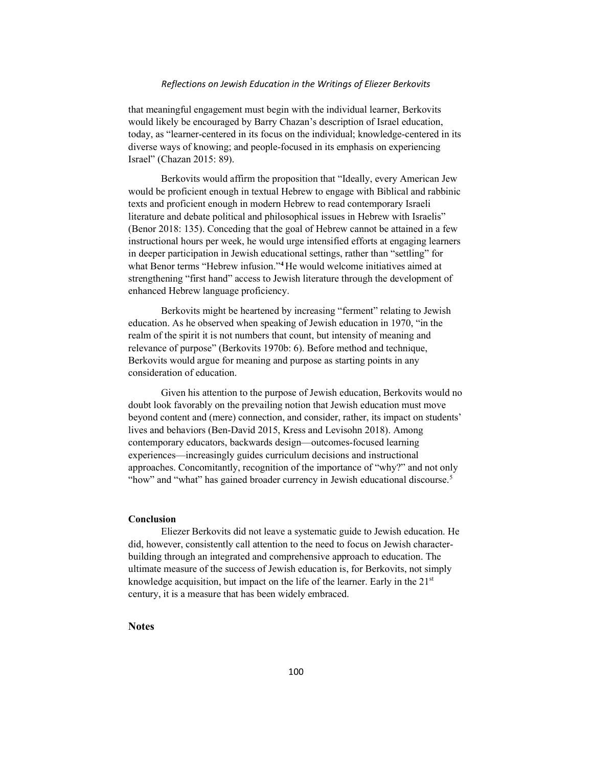that meaningful engagement must begin with the individual learner, Berkovits would likely be encouraged by Barry Chazan's description of Israel education, today, as "learner-centered in its focus on the individual; knowledge-centered in its diverse ways of knowing; and people-focused in its emphasis on experiencing Israel" (Chazan 2015: 89).

Berkovits would affirm the proposition that "Ideally, every American Jew would be proficient enough in textual Hebrew to engage with Biblical and rabbinic texts and proficient enough in modern Hebrew to read contemporary Israeli literature and debate political and philosophical issues in Hebrew with Israelis" (Benor 2018: 135). Conceding that the goal of Hebrew cannot be attained in a few instructional hours per week, he would urge intensified efforts at engaging learners in deeper participation in Jewish educational settings, rather than "settling" for what Benor terms "Hebrew infusion."[4] He would welcome initiatives aimed at strengthening "first hand" access to Jewish literature through the development of enhanced Hebrew language proficiency.

Berkovits might be heartened by increasing "ferment" relating to Jewish education. As he observed when speaking of Jewish education in 1970, "in the realm of the spirit it is not numbers that count, but intensity of meaning and relevance of purpose" (Berkovits 1970b: 6). Before method and technique, Berkovits would argue for meaning and purpose as starting points in any consideration of education.

Given his attention to the purpose of Jewish education, Berkovits would no doubt look favorably on the prevailing notion that Jewish education must move beyond content and (mere) connection, and consider, rather, its impact on students' lives and behaviors (Ben-David 2015, Kress and Levisohn 2018). Among contemporary educators, backwards design—outcomes-focused learning experiences—increasingly guides curriculum decisions and instructional approaches. Concomitantly, recognition of the importance of "why?" and not only "how" and "what" has gained broader currency in Jewish educational discourse.[5]

## Conclusion

Eliezer Berkovits did not leave a systematic guide to Jewish education. He did, however, consistently call attention to the need to focus on Jewish character-building through an integrated and comprehensive approach to education. The ultimate measure of the success of Jewish education is, for Berkovits, not simply knowledge acquisition, but impact on the life of the learner. Early in the 21st century, it is a measure that has been widely embraced.

## Notes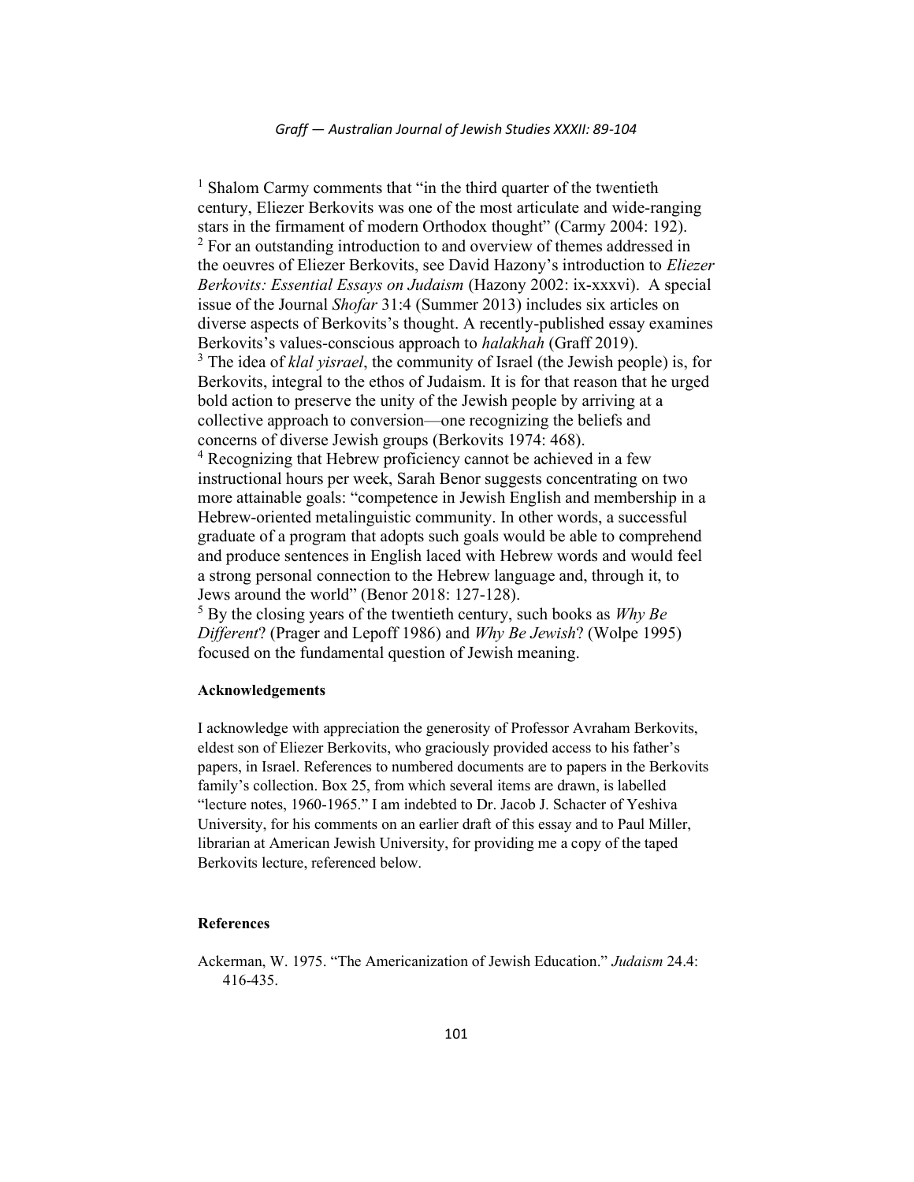[1] Shalom Carmy comments that "in the third quarter of the twentieth century, Eliezer Berkovits was one of the most articulate and wide-ranging stars in the firmament of modern Orthodox thought" (Carmy 2004: 192).

[2] For an outstanding introduction to and overview of themes addressed in the oeuvres of Eliezer Berkovits, see David Hazony's introduction to *Eliezer Berkovits: Essential Essays on Judaism* (Hazony 2002: ix-xxxvi). A special issue of the Journal *Shofar* 31:4 (Summer 2013) includes six articles on diverse aspects of Berkovits's thought. A recently-published essay examines Berkovits's values-conscious approach to *halakhah* (Graff 2019).

[3] The idea of *klal yisrael*, the community of Israel (the Jewish people) is, for Berkovits, integral to the ethos of Judaism. It is for that reason that he urged bold action to preserve the unity of the Jewish people by arriving at a collective approach to conversion—one recognizing the beliefs and concerns of diverse Jewish groups (Berkovits 1974: 468).

[4] Recognizing that Hebrew proficiency cannot be achieved in a few instructional hours per week, Sarah Benor suggests concentrating on two more attainable goals: "competence in Jewish English and membership in a Hebrew-oriented metalinguistic community. In other words, a successful graduate of a program that adopts such goals would be able to comprehend and produce sentences in English laced with Hebrew words and would feel a strong personal connection to the Hebrew language and, through it, to Jews around the world" (Benor 2018: 127-128).

[5] By the closing years of the twentieth century, such books as *Why Be Different*? (Prager and Lepoff 1986) and *Why Be Jewish*? (Wolpe 1995) focused on the fundamental question of Jewish meaning.

**Acknowledgements**

I acknowledge with appreciation the generosity of Professor Avraham Berkovits, eldest son of Eliezer Berkovits, who graciously provided access to his father's papers, in Israel. References to numbered documents are to papers in the Berkovits family's collection. Box 25, from which several items are drawn, is labelled "lecture notes, 1960-1965." I am indebted to Dr. Jacob J. Schacter of Yeshiva University, for his comments on an earlier draft of this essay and to Paul Miller, librarian at American Jewish University, for providing me a copy of the taped Berkovits lecture, referenced below.

**References**

Ackerman, W. 1975. "The Americanization of Jewish Education." *Judaism* 24.4: 416-435.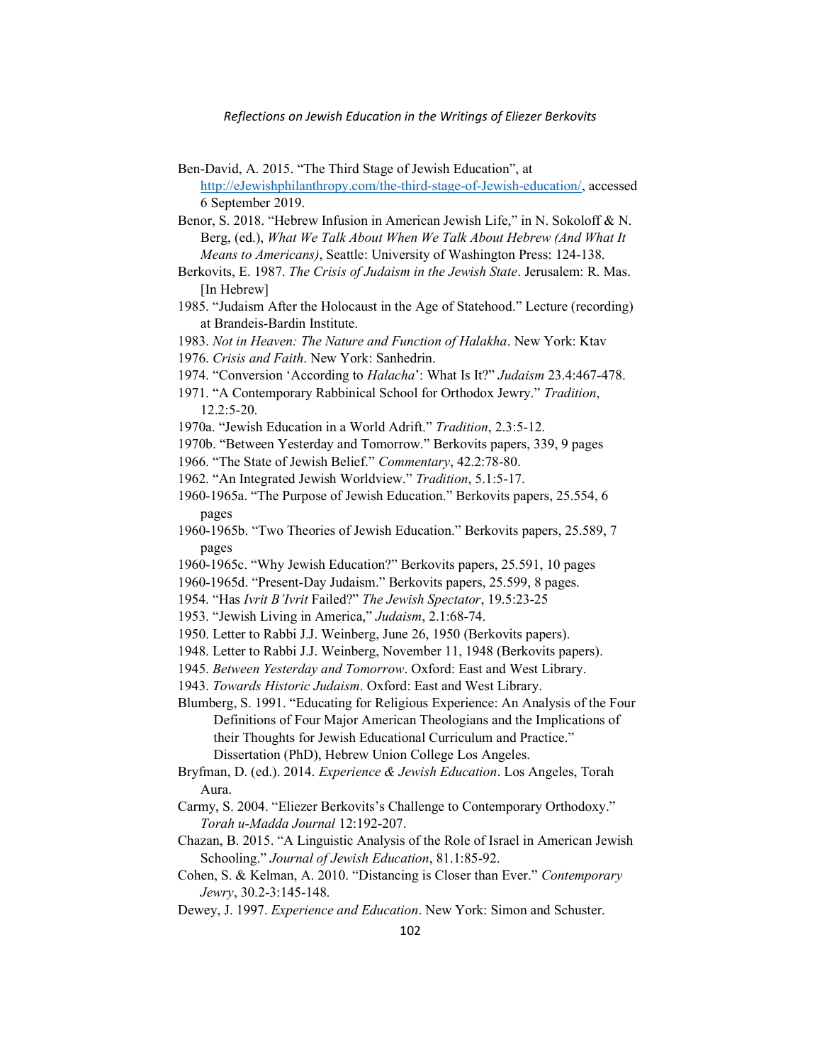Ben-David, A. 2015. “The Third Stage of Jewish Education”, at http://eJewishphilanthropy.com/the-third-stage-of-Jewish-education/, accessed 6 September 2019.

Benor, S. 2018. “Hebrew Infusion in American Jewish Life,” in N. Sokoloff & N. Berg, (ed.), *What We Talk About When We Talk About Hebrew (And What It Means to Americans)*, Seattle: University of Washington Press: 124-138.

Berkovits, E. 1987. *The Crisis of Judaism in the Jewish State*. Jerusalem: R. Mas. [In Hebrew]

1985. “Judaism After the Holocaust in the Age of Statehood.” Lecture (recording) at Brandeis-Bardin Institute.

1983. *Not in Heaven: The Nature and Function of Halakha*. New York: Ktav

1976. *Crisis and Faith*. New York: Sanhedrin.

1974. “Conversion ‘According to *Halacha*’: What Is It?” *Judaism* 23.4:467-478.

1971. “A Contemporary Rabbinical School for Orthodox Jewry.” *Tradition*, 12.2:5-20.

1970a. “Jewish Education in a World Adrift.” *Tradition*, 2.3:5-12.

1970b. “Between Yesterday and Tomorrow.” Berkovits papers, 339, 9 pages

1966. “The State of Jewish Belief.” *Commentary*, 42.2:78-80.

1962. “An Integrated Jewish Worldview.” *Tradition*, 5.1:5-17.

1960-1965a. “The Purpose of Jewish Education.” Berkovits papers, 25.554, 6 pages

1960-1965b. “Two Theories of Jewish Education.” Berkovits papers, 25.589, 7 pages

1960-1965c. “Why Jewish Education?” Berkovits papers, 25.591, 10 pages

1960-1965d. “Present-Day Judaism.” Berkovits papers, 25.599, 8 pages.

1954. “Has *Ivrit B’Ivrit* Failed?” *The Jewish Spectator*, 19.5:23-25

1953. “Jewish Living in America,” *Judaism*, 2.1:68-74.

1950. Letter to Rabbi J.J. Weinberg, June 26, 1950 (Berkovits papers).

1948. Letter to Rabbi J.J. Weinberg, November 11, 1948 (Berkovits papers).

1945. *Between Yesterday and Tomorrow*. Oxford: East and West Library.

1943. *Towards Historic Judaism*. Oxford: East and West Library.

Blumberg, S. 1991. “Educating for Religious Experience: An Analysis of the Four Definitions of Four Major American Theologians and the Implications of their Thoughts for Jewish Educational Curriculum and Practice.” Dissertation (PhD), Hebrew Union College Los Angeles.

Bryfman, D. (ed.). 2014. *Experience & Jewish Education*. Los Angeles, Torah Aura.

Carmy, S. 2004. “Eliezer Berkovits’s Challenge to Contemporary Orthodoxy.” *Torah u-Madda Journal* 12:192-207.

Chazan, B. 2015. “A Linguistic Analysis of the Role of Israel in American Jewish Schooling.” *Journal of Jewish Education*, 81.1:85-92.

Cohen, S. & Kelman, A. 2010. “Distancing is Closer than Ever.” *Contemporary Jewry*, 30.2-3:145-148.

Dewey, J. 1997. *Experience and Education*. New York: Simon and Schuster.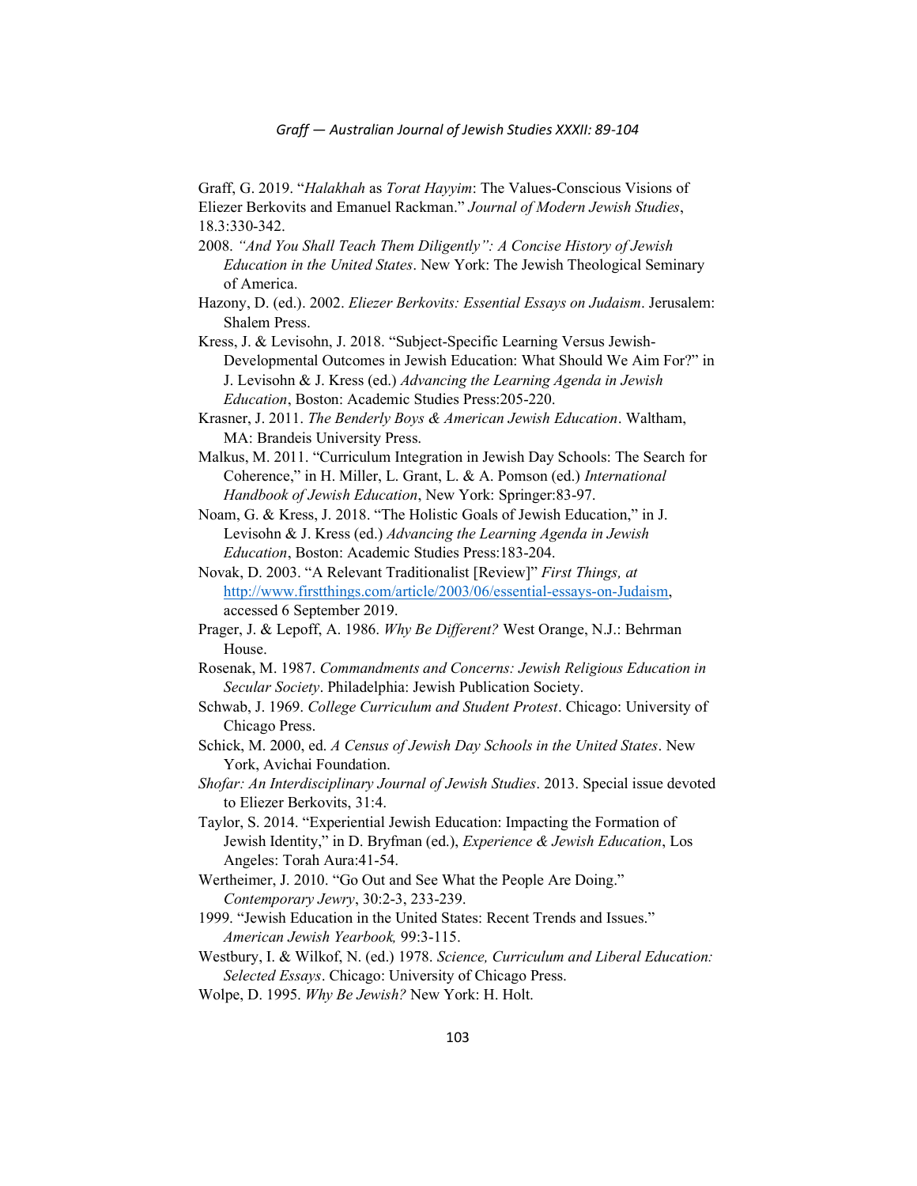Graff, G. 2019. "*Halakhah* as *Torat Hayyim*: The Values-Conscious Visions of Eliezer Berkovits and Emanuel Rackman." *Journal of Modern Jewish Studies*, 18.3:330-342.

2008. *"And You Shall Teach Them Diligently": A Concise History of Jewish Education in the United States*. New York: The Jewish Theological Seminary of America.

Hazony, D. (ed.). 2002. *Eliezer Berkovits: Essential Essays on Judaism*. Jerusalem: Shalem Press.

Kress, J. & Levisohn, J. 2018. "Subject-Specific Learning Versus Jewish-Developmental Outcomes in Jewish Education: What Should We Aim For?" in J. Levisohn & J. Kress (ed.) *Advancing the Learning Agenda in Jewish Education*, Boston: Academic Studies Press:205-220.

Krasner, J. 2011. *The Benderly Boys & American Jewish Education*. Waltham, MA: Brandeis University Press.

Malkus, M. 2011. "Curriculum Integration in Jewish Day Schools: The Search for Coherence," in H. Miller, L. Grant, L. & A. Pomson (ed.) *International Handbook of Jewish Education*, New York: Springer:83-97.

Noam, G. & Kress, J. 2018. "The Holistic Goals of Jewish Education," in J. Levisohn & J. Kress (ed.) *Advancing the Learning Agenda in Jewish Education*, Boston: Academic Studies Press:183-204.

Novak, D. 2003. "A Relevant Traditionalist [Review]" *First Things, at* http://www.firstthings.com/article/2003/06/essential-essays-on-Judaism, accessed 6 September 2019.

Prager, J. & Lepoff, A. 1986. *Why Be Different?* West Orange, N.J.: Behrman House.

Rosenak, M. 1987. *Commandments and Concerns: Jewish Religious Education in Secular Society*. Philadelphia: Jewish Publication Society.

Schwab, J. 1969. *College Curriculum and Student Protest*. Chicago: University of Chicago Press.

Schick, M. 2000, ed. *A Census of Jewish Day Schools in the United States*. New York, Avichai Foundation.

*Shofar: An Interdisciplinary Journal of Jewish Studies*. 2013. Special issue devoted to Eliezer Berkovits, 31:4.

Taylor, S. 2014. "Experiential Jewish Education: Impacting the Formation of Jewish Identity," in D. Bryfman (ed.), *Experience & Jewish Education*, Los Angeles: Torah Aura:41-54.

Wertheimer, J. 2010. "Go Out and See What the People Are Doing." *Contemporary Jewry*, 30:2-3, 233-239.

1999. "Jewish Education in the United States: Recent Trends and Issues." *American Jewish Yearbook,* 99:3-115.

Westbury, I. & Wilkof, N. (ed.) 1978. *Science, Curriculum and Liberal Education: Selected Essays*. Chicago: University of Chicago Press.

Wolpe, D. 1995. *Why Be Jewish?* New York: H. Holt.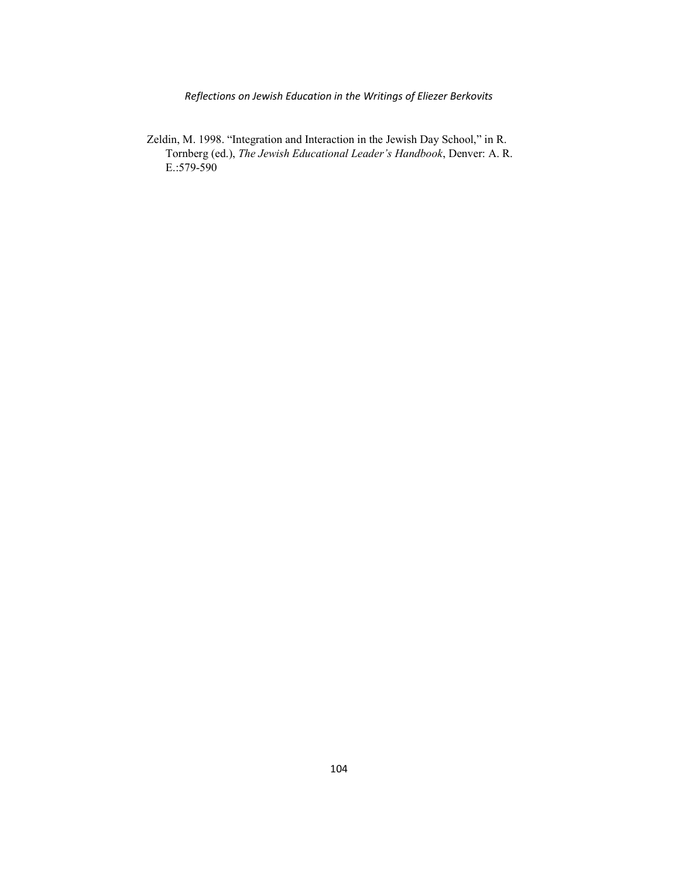Zeldin, M. 1998. "Integration and Interaction in the Jewish Day School," in R. Tornberg (ed.), *The Jewish Educational Leader's Handbook*, Denver: A. R. E.:579-590